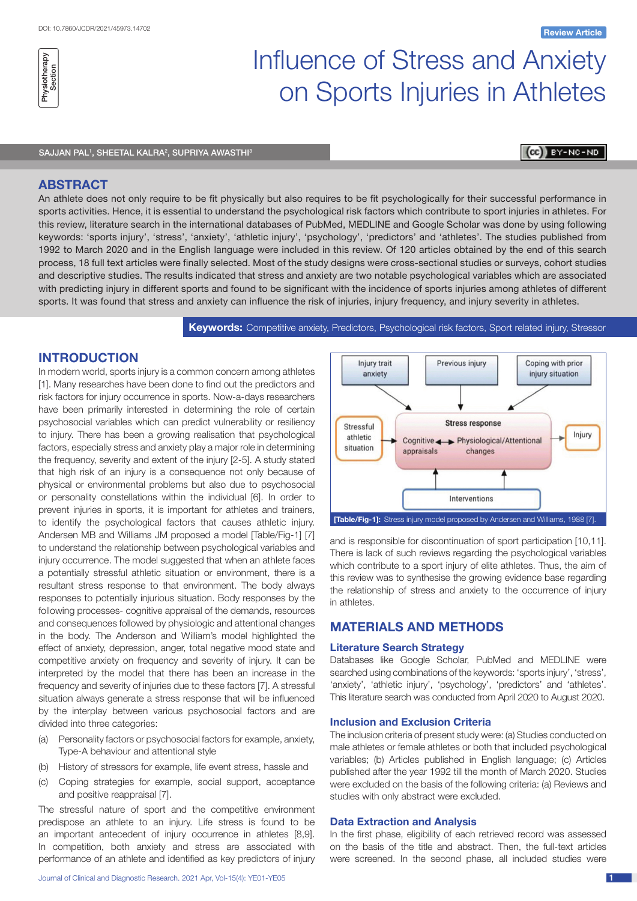DOI: 10.7860/JCDR/2021/45973.14702

Review Article

Physiotherapy Section

# Influence of Stress and Anxiety on Sports Injuries in Athletes

SAJJAN PAL[1], SHEETAL KALRA[2], SUPRIYA AWASTHI[3]

## ABSTRACT

An athlete does not only require to be fit physically but also requires to be fit psychologically for their successful performance in sports activities. Hence, it is essential to understand the psychological risk factors which contribute to sport injuries in athletes. For this review, literature search in the international databases of PubMed, MEDLINE and Google Scholar was done by using following keywords: 'sports injury', 'stress', 'anxiety', 'athletic injury', 'psychology', 'predictors' and 'athletes'. The studies published from 1992 to March 2020 and in the English language were included in this review. Of 120 articles obtained by the end of this search process, 18 full text articles were finally selected. Most of the study designs were cross-sectional studies or surveys, cohort studies and descriptive studies. The results indicated that stress and anxiety are two notable psychological variables which are associated with predicting injury in different sports and found to be significant with the incidence of sports injuries among athletes of different sports. It was found that stress and anxiety can influence the risk of injuries, injury frequency, and injury severity in athletes.

**Keywords:** Competitive anxiety, Predictors, Psychological risk factors, Sport related injury, Stressor

## INTRODUCTION

In modern world, sports injury is a common concern among athletes [1]. Many researches have been done to find out the predictors and risk factors for injury occurrence in sports. Now-a-days researchers have been primarily interested in determining the role of certain psychosocial variables which can predict vulnerability or resiliency to injury. There has been a growing realisation that psychological factors, especially stress and anxiety play a major role in determining the frequency, severity and extent of the injury [2-5]. A study stated that high risk of an injury is a consequence not only because of physical or environmental problems but also due to psychosocial or personality constellations within the individual [6]. In order to prevent injuries in sports, it is important for athletes and trainers, to identify the psychological factors that causes athletic injury. Andersen MB and Williams JM proposed a model [Table/Fig-1] [7] to understand the relationship between psychological variables and injury occurrence. The model suggested that when an athlete faces a potentially stressful athletic situation or environment, there is a resultant stress response to that environment. The body always responses to potentially injurious situation. Body responses by the following processes- cognitive appraisal of the demands, resources and consequences followed by physiologic and attentional changes in the body. The Anderson and William's model highlighted the effect of anxiety, depression, anger, total negative mood state and competitive anxiety on frequency and severity of injury. It can be interpreted by the model that there has been an increase in the frequency and severity of injuries due to these factors [7]. A stressful situation always generate a stress response that will be influenced by the interplay between various psychosocial factors and are divided into three categories:

(a) Personality factors or psychosocial factors for example, anxiety, Type-A behaviour and attentional style

(b) History of stressors for example, life event stress, hassle and

(c) Coping strategies for example, social support, acceptance and positive reappraisal [7].

The stressful nature of sport and the competitive environment predispose an athlete to an injury. Life stress is found to be an important antecedent of injury occurrence in athletes [8,9]. In competition, both anxiety and stress are associated with performance of an athlete and identified as key predictors of injury and is responsible for discontinuation of sport participation [10,11]. There is lack of such reviews regarding the psychological variables which contribute to a sport injury of elite athletes. Thus, the aim of this review was to synthesise the growing evidence base regarding the relationship of stress and anxiety to the occurrence of injury in athletes.

Injury trait anxiety | Previous injury | Coping with prior injury situation

Stressful athletic situation → Stress response (Cognitive appraisals ↔ Physiological/Attentional changes) → Injury

Interventions

**[Table/Fig-1]:** Stress injury model proposed by Andersen and Williams, 1988 [7].

## MATERIALS AND METHODS

### Literature Search Strategy

Databases like Google Scholar, PubMed and MEDLINE were searched using combinations of the keywords: 'sports injury', 'stress', 'anxiety', 'athletic injury', 'psychology', 'predictors' and 'athletes'. This literature search was conducted from April 2020 to August 2020.

### Inclusion and Exclusion Criteria

The inclusion criteria of present study were: (a) Studies conducted on male athletes or female athletes or both that included psychological variables; (b) Articles published in English language; (c) Articles published after the year 1992 till the month of March 2020. Studies were excluded on the basis of the following criteria: (a) Reviews and studies with only abstract were excluded.

### Data Extraction and Analysis

In the first phase, eligibility of each retrieved record was assessed on the basis of the title and abstract. Then, the full-text articles were screened. In the second phase, all included studies were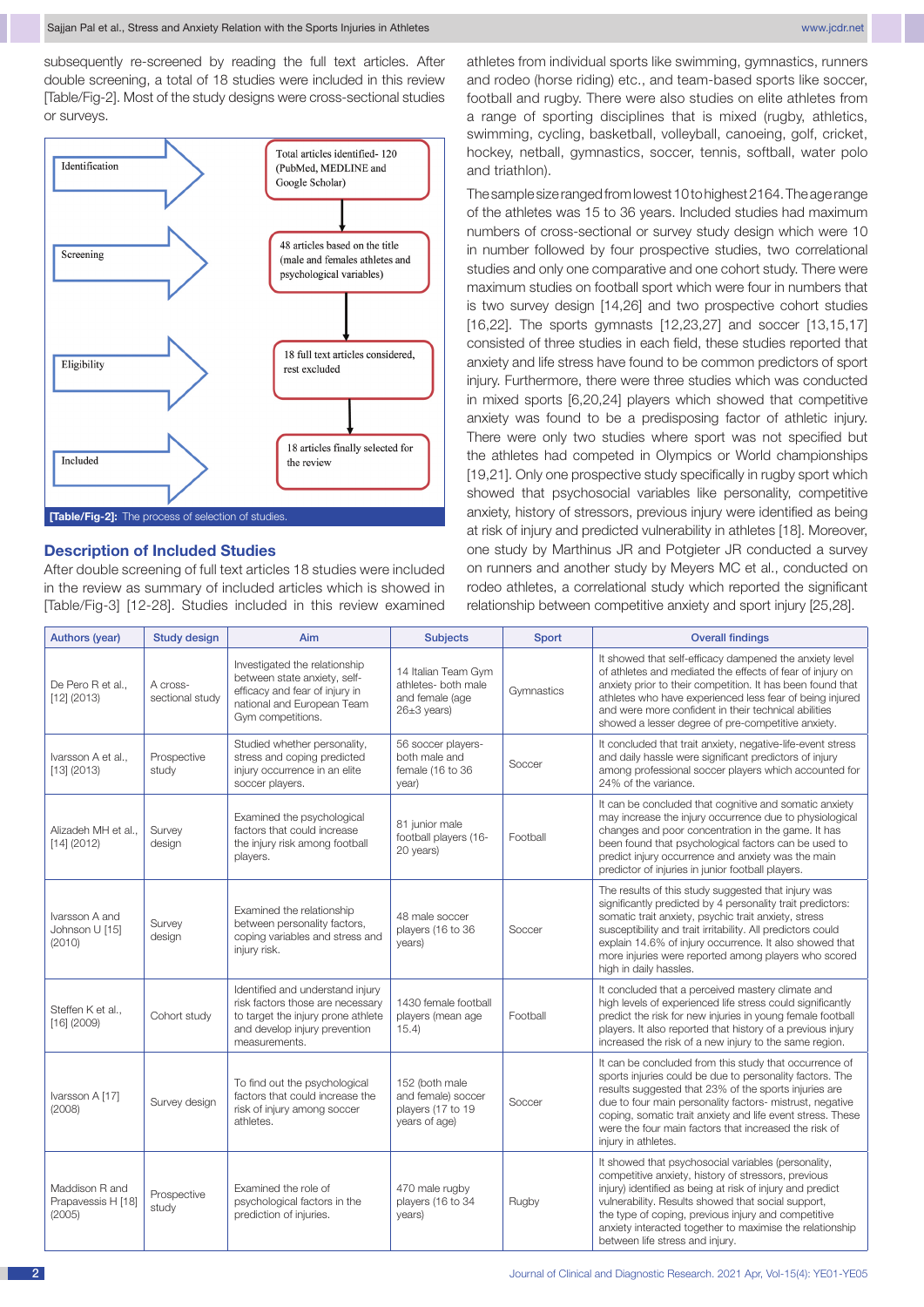subsequently re-screened by reading the full text articles. After double screening, a total of 18 studies were included in this review [Table/Fig-2]. Most of the study designs were cross-sectional studies or surveys.

| Stage | Process |
|---|---|
| Identification | Total articles identified- 120 (PubMed, MEDLINE and Google Scholar) |
| Screening | 48 articles based on the title (male and females athletes and psychological variables) |
| Eligibility | 18 full text articles considered, rest excluded |
| Included | 18 articles finally selected for the review |

**[Table/Fig-2]:** The process of selection of studies.

## Description of Included Studies

After double screening of full text articles 18 studies were included in the review as summary of included articles which is showed in [Table/Fig-3] [12-28]. Studies included in this review examined athletes from individual sports like swimming, gymnastics, runners and rodeo (horse riding) etc., and team-based sports like soccer, football and rugby. There were also studies on elite athletes from a range of sporting disciplines that is mixed (rugby, athletics, swimming, cycling, basketball, volleyball, canoeing, golf, cricket, hockey, netball, gymnastics, soccer, tennis, softball, water polo and triathlon).

The sample size ranged from lowest 10 to highest 2164. The age range of the athletes was 15 to 36 years. Included studies had maximum numbers of cross-sectional or survey study design which were 10 in number followed by four prospective studies, two correlational studies and only one comparative and one cohort study. There were maximum studies on football sport which were four in numbers that is two survey design [14,26] and two prospective cohort studies [16,22]. The sports gymnasts [12,23,27] and soccer [13,15,17] consisted of three studies in each field, these studies reported that anxiety and life stress have found to be common predictors of sport injury. Furthermore, there were three studies which was conducted in mixed sports [6,20,24] players which showed that competitive anxiety was found to be a predisposing factor of athletic injury. There were only two studies where sport was not specified but the athletes had competed in Olympics or World championships [19,21]. Only one prospective study specifically in rugby sport which showed that psychosocial variables like personality, competitive anxiety, history of stressors, previous injury were identified as being at risk of injury and predicted vulnerability in athletes [18]. Moreover, one study by Marthinus JR and Potgieter JR conducted a survey on runners and another study by Meyers MC et al., conducted on rodeo athletes, a correlational study which reported the significant relationship between competitive anxiety and sport injury [25,28].

| Authors (year) | Study design | Aim | Subjects | Sport | Overall findings |
|---|---|---|---|---|---|
| De Pero R et al., [12] (2013) | A cross-sectional study | Investigated the relationship between state anxiety, self-efficacy and fear of injury in national and European Team Gym competitions. | 14 Italian Team Gym athletes- both male and female (age 26±3 years) | Gymnastics | It showed that self-efficacy dampened the anxiety level of athletes and mediated the effects of fear of injury on anxiety prior to their competition. It has been found that athletes who have experienced less fear of being injured and were more confident in their technical abilities showed a lesser degree of pre-competitive anxiety. |
| Ivarsson A et al., [13] (2013) | Prospective study | Studied whether personality, stress and coping predicted injury occurrence in an elite soccer players. | 56 soccer players- both male and female (16 to 36 year) | Soccer | It concluded that trait anxiety, negative-life-event stress and daily hassle were significant predictors of injury among professional soccer players which accounted for 24% of the variance. |
| Alizadeh MH et al., [14] (2012) | Survey design | Examined the psychological factors that could increase the injury risk among football players. | 81 junior male football players (16-20 years) | Football | It can be concluded that cognitive and somatic anxiety may increase the injury occurrence due to physiological changes and poor concentration in the game. It has been found that psychological factors can be used to predict injury occurrence and anxiety was the main predictor of injuries in junior football players. |
| Ivarsson A and Johnson U [15] (2010) | Survey design | Examined the relationship between personality factors, coping variables and stress and injury risk. | 48 male soccer players (16 to 36 years) | Soccer | The results of this study suggested that injury was significantly predicted by 4 personality trait predictors: somatic trait anxiety, psychic trait anxiety, stress susceptibility and trait irritability. All predictors could explain 14.6% of injury occurrence. It also showed that more injuries were reported among players who scored high in daily hassles. |
| Steffen K et al., [16] (2009) | Cohort study | Identified and understand injury risk factors those are necessary to target the injury prone athlete and develop injury prevention measurements. | 1430 female football players (mean age 15.4) | Football | It concluded that a perceived mastery climate and high levels of experienced life stress could significantly predict the risk for new injuries in young female football players. It also reported that history of a previous injury increased the risk of a new injury to the same region. |
| Ivarsson A [17] (2008) | Survey design | To find out the psychological factors that could increase the risk of injury among soccer athletes. | 152 (both male and female) soccer players (17 to 19 years of age) | Soccer | It can be concluded from this study that occurrence of sports injuries could be due to personality factors. The results suggested that 23% of the sports injuries are due to four main personality factors- mistrust, negative coping, somatic trait anxiety and life event stress. These were the four main factors that increased the risk of injury in athletes. |
| Maddison R and Prapavessis H [18] (2005) | Prospective study | Examined the role of psychological factors in the prediction of injuries. | 470 male rugby players (16 to 34 years) | Rugby | It showed that psychosocial variables (personality, competitive anxiety, history of stressors, previous injury) identified as being at risk of injury and predict vulnerability. Results showed that social support, the type of coping, previous injury and competitive anxiety interacted together to maximise the relationship between life stress and injury. |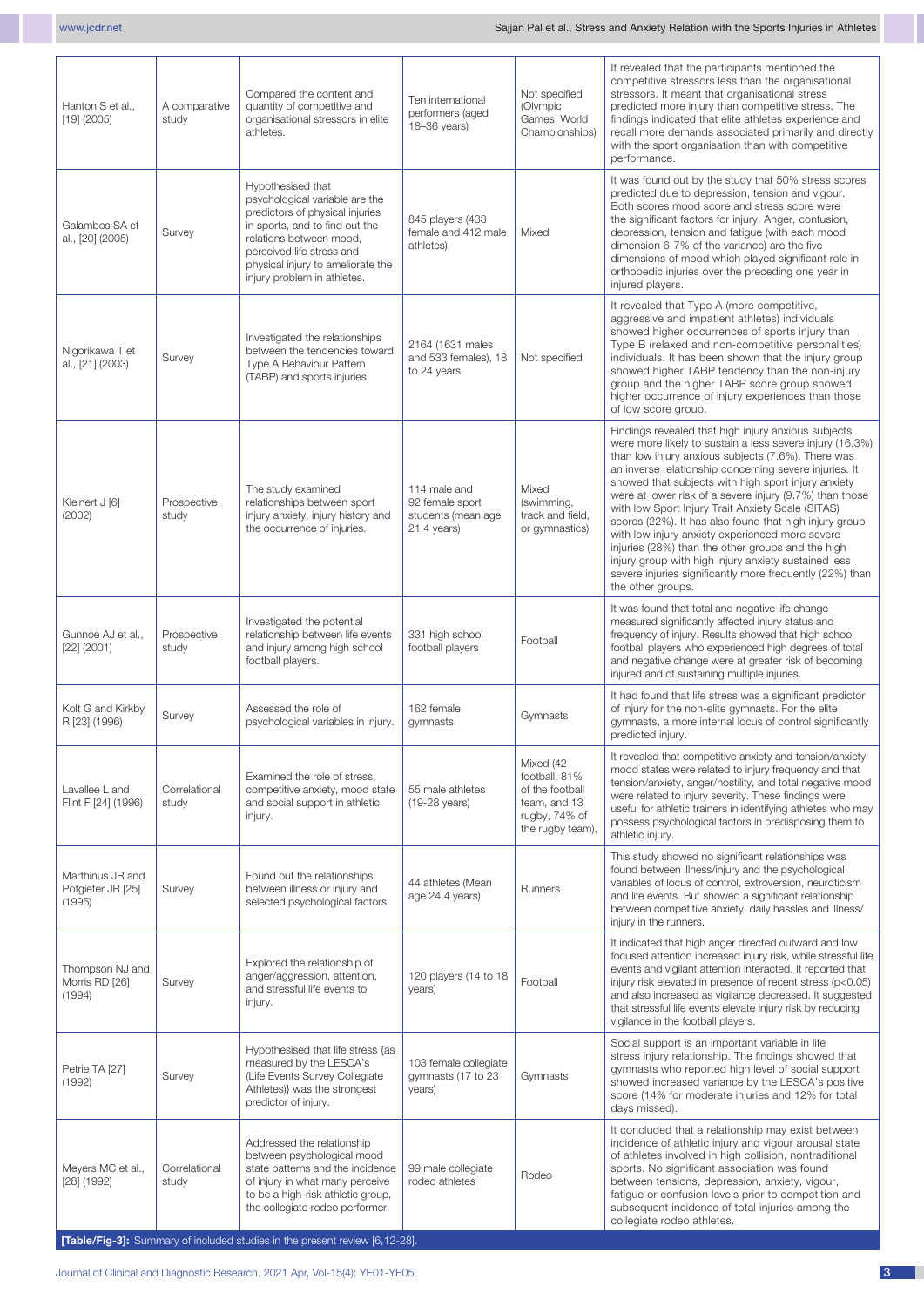| Hanton S et al., [19] (2005) | A comparative study | Compared the content and quantity of competitive and organisational stressors in elite athletes. | Ten international performers (aged 18–36 years) | Not specified (Olympic Games, World Championships) | It revealed that the participants mentioned the competitive stressors less than the organisational stressors. It meant that organisational stress predicted more injury than competitive stress. The findings indicated that elite athletes experience and recall more demands associated primarily and directly with the sport organisation than with competitive performance. |
|---|---|---|---|---|---|
| Galambos SA et al., [20] (2005) | Survey | Hypothesised that psychological variable are the predictors of physical injuries in sports, and to find out the relations between mood, perceived life stress and physical injury to ameliorate the injury problem in athletes. | 845 players (433 female and 412 male athletes) | Mixed | It was found out by the study that 50% stress scores predicted due to depression, tension and vigour. Both scores mood score and stress score were the significant factors for injury. Anger, confusion, depression, tension and fatigue (with each mood dimension 6-7% of the variance) are the five dimensions of mood which played significant role in orthopedic injuries over the preceding one year in injured players. |
| Nigorikawa T et al., [21] (2003) | Survey | Investigated the relationships between the tendencies toward Type A Behaviour Pattern (TABP) and sports injuries. | 2164 (1631 males and 533 females), 18 to 24 years | Not specified | It revealed that Type A (more competitive, aggressive and impatient athletes) individuals showed higher occurrences of sports injury than Type B (relaxed and non-competitive personalities) individuals. It has been shown that the injury group showed higher TABP tendency than the non-injury group and the higher TABP score group showed higher occurrence of injury experiences than those of low score group. |
| Kleinert J [6] (2002) | Prospective study | The study examined relationships between sport injury anxiety, injury history and the occurrence of injuries. | 114 male and 92 female sport students (mean age 21.4 years) | Mixed (swimming, track and field, or gymnastics) | Findings revealed that high injury anxious subjects were more likely to sustain a less severe injury (16.3%) than low injury anxious subjects (7.6%). There was an inverse relationship concerning severe injuries. It showed that subjects with high sport injury anxiety were at lower risk of a severe injury (9.7%) than those with low Sport Injury Trait Anxiety Scale (SITAS) scores (22%). It has also found that high injury group with low injury anxiety experienced more severe injuries (28%) than the other groups and the high injury group with high injury anxiety sustained less severe injuries significantly more frequently (22%) than the other groups. |
| Gunnoe AJ et al., [22] (2001) | Prospective study | Investigated the potential relationship between life events and injury among high school football players. | 331 high school football players | Football | It was found that total and negative life change measured significantly affected injury status and frequency of injury. Results showed that high school football players who experienced high degrees of total and negative change were at greater risk of becoming injured and of sustaining multiple injuries. |
| Kolt G and Kirkby R [23] (1996) | Survey | Assessed the role of psychological variables in injury. | 162 female gymnasts | Gymnasts | It had found that life stress was a significant predictor of injury for the non-elite gymnasts. For the elite gymnasts, a more internal locus of control significantly predicted injury. |
| Lavallee L and Flint F [24] (1996) | Correlational study | Examined the role of stress, competitive anxiety, mood state and social support in athletic injury. | 55 male athletes (19-28 years) | Mixed (42 football, 81% of the football team, and 13 rugby, 74% of the rugby team), | It revealed that competitive anxiety and tension/anxiety mood states were related to injury frequency and that tension/anxiety, anger/hostility, and total negative mood were related to injury severity. These findings were useful for athletic trainers in identifying athletes who may possess psychological factors in predisposing them to athletic injury. |
| Marthinus JR and Potgieter JR [25] (1995) | Survey | Found out the relationships between illness or injury and selected psychological factors. | 44 athletes (Mean age 24.4 years) | Runners | This study showed no significant relationships was found between illness/injury and the psychological variables of locus of control, extroversion, neuroticism and life events. But showed a significant relationship between competitive anxiety, daily hassles and illness/injury in the runners. |
| Thompson NJ and Morris RD [26] (1994) | Survey | Explored the relationship of anger/aggression, attention, and stressful life events to injury. | 120 players (14 to 18 years) | Football | It indicated that high anger directed outward and low focused attention increased injury risk, while stressful life events and vigilant attention interacted. It reported that injury risk elevated in presence of recent stress ($p<0.05$) and also increased as vigilance decreased. It suggested that stressful life events elevate injury risk by reducing vigilance in the football players. |
| Petrie TA [27] (1992) | Survey | Hypothesised that life stress {as measured by the LESCA's (Life Events Survey Collegiate Athletes)} was the strongest predictor of injury. | 103 female collegiate gymnasts (17 to 23 years) | Gymnasts | Social support is an important variable in life stress injury relationship. The findings showed that gymnasts who reported high level of social support showed increased variance by the LESCA's positive score (14% for moderate injuries and 12% for total days missed). |
| Meyers MC et al., [28] (1992) | Correlational study | Addressed the relationship between psychological mood state patterns and the incidence of injury in what many perceive to be a high-risk athletic group, the collegiate rodeo performer. | 99 male collegiate rodeo athletes | Rodeo | It concluded that a relationship may exist between incidence of athletic injury and vigour arousal state of athletes involved in high collision, nontraditional sports. No significant association was found between tensions, depression, anxiety, vigour, fatigue or confusion levels prior to competition and subsequent incidence of total injuries among the collegiate rodeo athletes. |

**[Table/Fig-3]:** Summary of included studies in the present review [6,12-28].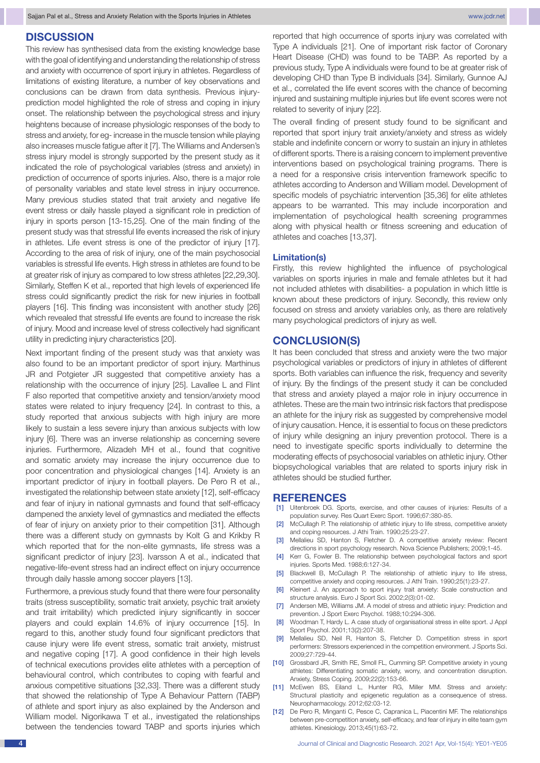## DISCUSSION

This review has synthesised data from the existing knowledge base with the goal of identifying and understanding the relationship of stress and anxiety with occurrence of sport injury in athletes. Regardless of limitations of existing literature, a number of key observations and conclusions can be drawn from data synthesis. Previous injury-prediction model highlighted the role of stress and coping in injury onset. The relationship between the psychological stress and injury heightens because of increase physiologic responses of the body to stress and anxiety, for eg- increase in the muscle tension while playing also increases muscle fatigue after it [7]. The Williams and Andersen's stress injury model is strongly supported by the present study as it indicated the role of psychological variables (stress and anxiety) in prediction of occurrence of sports injuries. Also, there is a major role of personality variables and state level stress in injury occurrence. Many previous studies stated that trait anxiety and negative life event stress or daily hassle played a significant role in prediction of injury in sports person [13-15,25]. One of the main finding of the present study was that stressful life events increased the risk of injury in athletes. Life event stress is one of the predictor of injury [17]. According to the area of risk of injury, one of the main psychosocial variables is stressful life events. High stress in athletes are found to be at greater risk of injury as compared to low stress athletes [22,29,30]. Similarly, Steffen K et al., reported that high levels of experienced life stress could significantly predict the risk for new injuries in football players [16]. This finding was inconsistent with another study [26] which revealed that stressful life events are found to increase the risk of injury. Mood and increase level of stress collectively had significant utility in predicting injury characteristics [20].

Next important finding of the present study was that anxiety was also found to be an important predictor of sport injury. Marthinus JR and Potgieter JR suggested that competitive anxiety has a relationship with the occurrence of injury [25]. Lavallee L and Flint F also reported that competitive anxiety and tension/anxiety mood states were related to injury frequency [24]. In contrast to this, a study reported that anxious subjects with high injury are more likely to sustain a less severe injury than anxious subjects with low injury [6]. There was an inverse relationship as concerning severe injuries. Furthermore, Alizadeh MH et al., found that cognitive and somatic anxiety may increase the injury occurrence due to poor concentration and physiological changes [14]. Anxiety is an important predictor of injury in football players. De Pero R et al., investigated the relationship between state anxiety [12], self-efficacy and fear of injury in national gymnasts and found that self-efficacy dampened the anxiety level of gymnastics and mediated the effects of fear of injury on anxiety prior to their competition [31]. Although there was a different study on gymnasts by Kolt G and Krikby R which reported that for the non-elite gymnasts, life stress was a significant predictor of injury [23]. Ivarsson A et al., indicated that negative-life-event stress had an indirect effect on injury occurrence through daily hassle among soccer players [13].

Furthermore, a previous study found that there were four personality traits (stress susceptibility, somatic trait anxiety, psychic trait anxiety and trait irritability) which predicted injury significantly in soccer players and could explain 14.6% of injury occurrence [15]. In regard to this, another study found four significant predictors that cause injury were life event stress, somatic trait anxiety, mistrust and negative coping [17]. A good confidence in their high levels of technical executions provides elite athletes with a perception of behavioural control, which contributes to coping with fearful and anxious competitive situations [32,33]. There was a different study that showed the relationship of Type A Behaviour Pattern (TABP) of athlete and sport injury as also explained by the Anderson and William model. Nigorikawa T et al., investigated the relationships between the tendencies toward TABP and sports injuries which reported that high occurrence of sports injury was correlated with Type A individuals [21]. One of important risk factor of Coronary Heart Disease (CHD) was found to be TABP. As reported by a previous study, Type A individuals were found to be at greater risk of developing CHD than Type B individuals [34]. Similarly, Gunnoe AJ et al., correlated the life event scores with the chance of becoming injured and sustaining multiple injuries but life event scores were not related to severity of injury [22].

The overall finding of present study found to be significant and reported that sport injury trait anxiety/anxiety and stress as widely stable and indefinite concern or worry to sustain an injury in athletes of different sports. There is a raising concern to implement preventive interventions based on psychological training programs. There is a need for a responsive crisis intervention framework specific to athletes according to Anderson and William model. Development of specific models of psychiatric intervention [35,36] for elite athletes appears to be warranted. This may include incorporation and implementation of psychological health screening programmes along with physical health or fitness screening and education of athletes and coaches [13,37].

### Limitation(s)

Firstly, this review highlighted the influence of psychological variables on sports injuries in male and female athletes but it had not included athletes with disabilities- a population in which little is known about these predictors of injury. Secondly, this review only focused on stress and anxiety variables only, as there are relatively many psychological predictors of injury as well.

## CONCLUSION(S)

It has been concluded that stress and anxiety were the two major psychological variables or predictors of injury in athletes of different sports. Both variables can influence the risk, frequency and severity of injury. By the findings of the present study it can be concluded that stress and anxiety played a major role in injury occurrence in athletes. These are the main two intrinsic risk factors that predispose an athlete for the injury risk as suggested by comprehensive model of injury causation. Hence, it is essential to focus on these predictors of injury while designing an injury prevention protocol. There is a need to investigate specific sports individually to determine the moderating effects of psychosocial variables on athletic injury. Other biopsychological variables that are related to sports injury risk in athletes should be studied further.

## REFERENCES

[1] Uitenbroek DG. Sports, exercise, and other causes of injuries: Results of a population survey. Res Quart Exerc Sport. 1996;67:380-85.
[2] McCullagh P. The relationship of athletic injury to life stress, competitive anxiety and coping resources. J Athl Train. 1990;25:23-27.
[3] Mellalieu SD, Hanton S, Fletcher D. A competitive anxiety review: Recent directions in sport psychology research. Nova Science Publishers; 2009;1-45.
[4] Kerr G, Fowler B. The relationship between psychological factors and sport injuries. Sports Med. 1988;6:127-34.
[5] Blackwell B, McCullagh P. The relationship of athletic injury to life stress, competitive anxiety and coping resources. J Athl Train. 1990;25(1):23-27.
[6] Kleinert J. An approach to sport injury trait anxiety: Scale construction and structure analysis. Euro J Sport Sci. 2002;2(3):01-02.
[7] Andersen MB, Williams JM. A model of stress and athletic injury: Prediction and prevention. J Sport Exerc Psychol. 1988;10:294-306.
[8] Woodman T, Hardy L. A case study of organisational stress in elite sport. J Appl Sport Psychol. 2001;13(2):207-38.
[9] Mellalieu SD, Neil R, Hanton S, Fletcher D. Competition stress in sport performers: Stressors experienced in the competition environment. J Sports Sci. 2009;27:729-44.
[10] Grossbard JR, Smith RE, Smoll FL, Cumming SP. Competitive anxiety in young athletes: Differentiating somatic anxiety, worry, and concentration disruption. Anxiety, Stress Coping. 2009;22(2):153-66.
[11] McEwen BS, Eiland L, Hunter RG, Miller MM. Stress and anxiety: Structural plasticity and epigenetic regulation as a consequence of stress. Neuropharmacology. 2012;62:03-12.
[12] De Pero R, Minganti C, Pesce C, Capranica L, Piacentini MF. The relationships between pre-competition anxiety, self-efficacy, and fear of injury in elite team gym athletes. Kinesiology. 2013;45(1):63-72.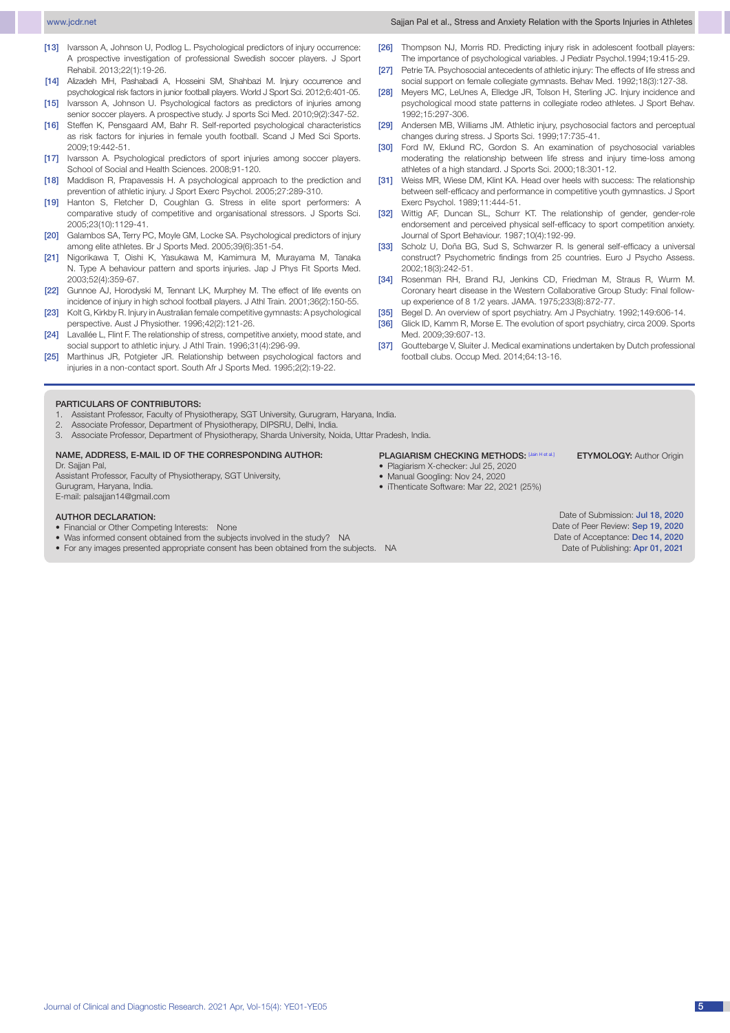[13] Ivarsson A, Johnson U, Podlog L. Psychological predictors of injury occurrence: A prospective investigation of professional Swedish soccer players. J Sport Rehabil. 2013;22(1):19-26.

[14] Alizadeh MH, Pashabadi A, Hosseini SM, Shahbazi M. Injury occurrence and psychological risk factors in junior football players. World J Sport Sci. 2012;6:401-05.

[15] Ivarsson A, Johnson U. Psychological factors as predictors of injuries among senior soccer players. A prospective study. J sports Sci Med. 2010;9(2):347-52.

[16] Steffen K, Pensgaard AM, Bahr R. Self-reported psychological characteristics as risk factors for injuries in female youth football. Scand J Med Sci Sports. 2009;19:442-51.

[17] Ivarsson A. Psychological predictors of sport injuries among soccer players. School of Social and Health Sciences. 2008;91-120.

[18] Maddison R, Prapavessis H. A psychological approach to the prediction and prevention of athletic injury. J Sport Exerc Psychol. 2005;27:289-310.

[19] Hanton S, Fletcher D, Coughlan G. Stress in elite sport performers: A comparative study of competitive and organisational stressors. J Sports Sci. 2005;23(10):1129-41.

[20] Galambos SA, Terry PC, Moyle GM, Locke SA. Psychological predictors of injury among elite athletes. Br J Sports Med. 2005;39(6):351-54.

[21] Nigorikawa T, Oishi K, Yasukawa M, Kamimura M, Murayama M, Tanaka N. Type A behaviour pattern and sports injuries. Jap J Phys Fit Sports Med. 2003;52(4):359-67.

[22] Gunnoe AJ, Horodyski M, Tennant LK, Murphey M. The effect of life events on incidence of injury in high school football players. J Athl Train. 2001;36(2):150-55.

[23] Kolt G, Kirkby R. Injury in Australian female competitive gymnasts: A psychological perspective. Aust J Physiother. 1996;42(2):121-26.

[24] Lavallée L, Flint F. The relationship of stress, competitive anxiety, mood state, and social support to athletic injury. J Athl Train. 1996;31(4):296-99.

[25] Marthinus JR, Potgieter JR. Relationship between psychological factors and injuries in a non-contact sport. South Afr J Sports Med. 1995;2(2):19-22.

[26] Thompson NJ, Morris RD. Predicting injury risk in adolescent football players: The importance of psychological variables. J Pediatr Psychol.1994;19:415-29.

[27] Petrie TA. Psychosocial antecedents of athletic injury: The effects of life stress and social support on female collegiate gymnasts. Behav Med. 1992;18(3):127-38.

[28] Meyers MC, LeUnes A, Elledge JR, Tolson H, Sterling JC. Injury incidence and psychological mood state patterns in collegiate rodeo athletes. J Sport Behav. 1992;15:297-306.

[29] Andersen MB, Williams JM. Athletic injury, psychosocial factors and perceptual changes during stress. J Sports Sci. 1999;17:735-41.

[30] Ford IW, Eklund RC, Gordon S. An examination of psychosocial variables moderating the relationship between life stress and injury time-loss among athletes of a high standard. J Sports Sci. 2000;18:301-12.

[31] Weiss MR, Wiese DM, Klint KA. Head over heels with success: The relationship between self-efficacy and performance in competitive youth gymnastics. J Sport Exerc Psychol. 1989;11:444-51.

[32] Wittig AF, Duncan SL, Schurr KT. The relationship of gender, gender-role endorsement and perceived physical self-efficacy to sport competition anxiety. Journal of Sport Behaviour. 1987;10(4):192-99.

[33] Scholz U, Doña BG, Sud S, Schwarzer R. Is general self-efficacy a universal construct? Psychometric findings from 25 countries. Euro J Psycho Assess. 2002;18(3):242-51.

[34] Rosenman RH, Brand RJ, Jenkins CD, Friedman M, Straus R, Wurm M. Coronary heart disease in the Western Collaborative Group Study: Final follow-up experience of 8 1/2 years. JAMA. 1975;233(8):872-77.

[35] Begel D. An overview of sport psychiatry. Am J Psychiatry. 1992;149:606-14.

[36] Glick ID, Kamm R, Morse E. The evolution of sport psychiatry, circa 2009. Sports Med. 2009;39:607-13.

[37] Gouttebarge V, Sluiter J. Medical examinations undertaken by Dutch professional football clubs. Occup Med. 2014;64:13-16.

**PARTICULARS OF CONTRIBUTORS:**

1. Assistant Professor, Faculty of Physiotherapy, SGT University, Gurugram, Haryana, India.
2. Associate Professor, Department of Physiotherapy, DIPSRU, Delhi, India.
3. Associate Professor, Department of Physiotherapy, Sharda University, Noida, Uttar Pradesh, India.

**NAME, ADDRESS, E-MAIL ID OF THE CORRESPONDING AUTHOR:**

Dr. Sajjan Pal,
Assistant Professor, Faculty of Physiotherapy, SGT University,
Gurugram, Haryana, India.
E-mail: palsajjan14@gmail.com

**PLAGIARISM CHECKING METHODS:** [Jain H et al.]

- Plagiarism X-checker: Jul 25, 2020
- Manual Googling: Nov 24, 2020
- iThenticate Software: Mar 22, 2021 (25%)

**ETYMOLOGY:** Author Origin

**AUTHOR DECLARATION:**

- Financial or Other Competing Interests: None
- Was informed consent obtained from the subjects involved in the study? NA
- For any images presented appropriate consent has been obtained from the subjects. NA

Date of Submission: Jul 18, 2020
Date of Peer Review: Sep 19, 2020
Date of Acceptance: Dec 14, 2020
Date of Publishing: Apr 01, 2021